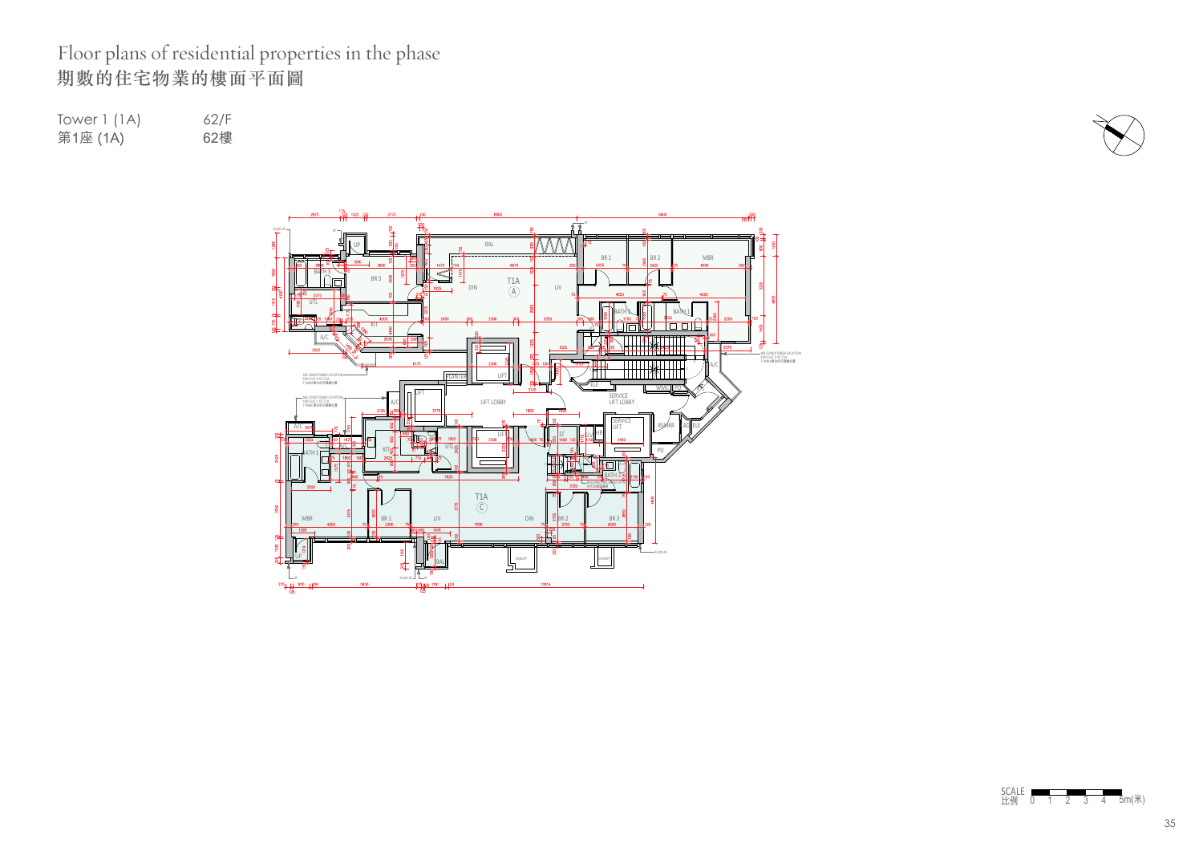# Floor plans of residential properties in the phase
# 期數的住宅物業的樓面平面圖

Tower 1 (1A) 62/F

第1座 (1A) 62樓

SCALE 比例 0 1 2 3 4 5m(米)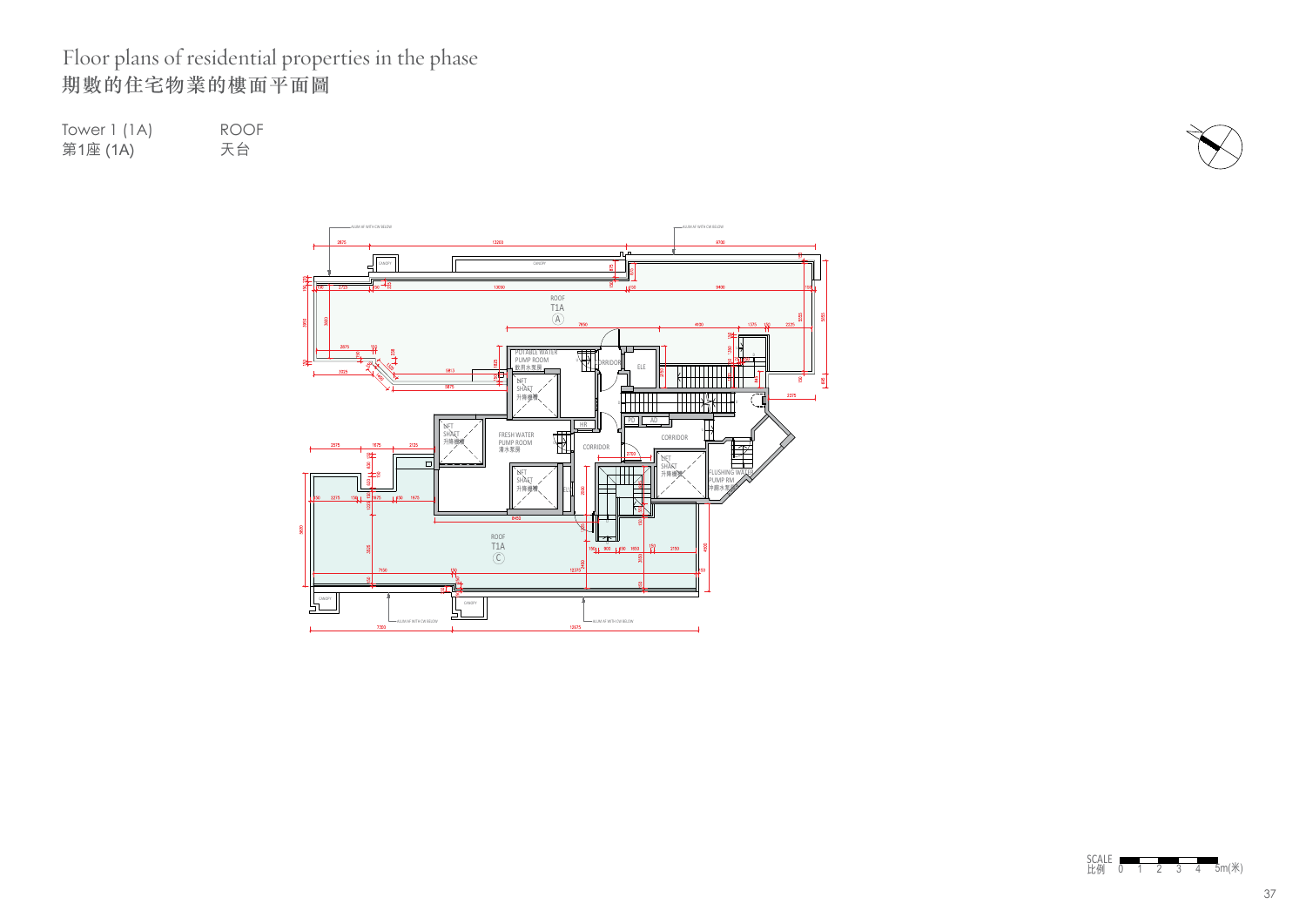# Floor plans of residential properties in the phase
# 期數的住宅物業的樓面平面圖

Tower 1 (1A)
第1座 (1A)

ROOF
天台

ROOF
T1A
A

POTABLE WATER PUMP ROOM
飲用水泵房

CORRIDOR

ELE

LIFT SHAFT
升降機槽

FRESH WATER PUMP ROOM
清水泵房

HR

PD

AD

CORRIDOR

FLUSHING WATER PUMP RM
沖廁水泵房

ROOF
T1A
C

CANOPY

ALUM AF WITH CW BELOW

SCALE
比例 0 1 2 3 4 5m(米)